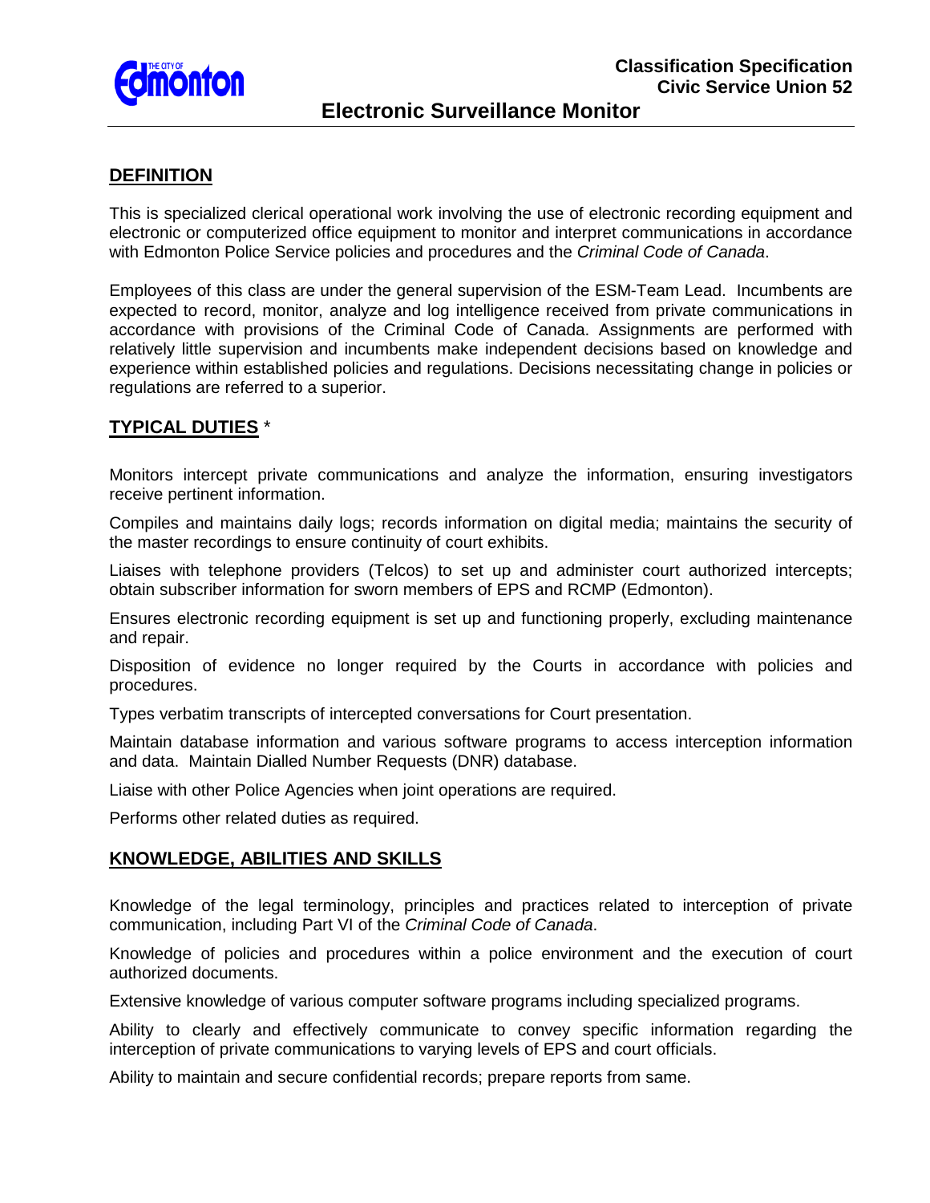**Classification Specification**
**Civic Service Union 52**

# Electronic Surveillance Monitor

## DEFINITION

This is specialized clerical operational work involving the use of electronic recording equipment and electronic or computerized office equipment to monitor and interpret communications in accordance with Edmonton Police Service policies and procedures and the *Criminal Code of Canada*.

Employees of this class are under the general supervision of the ESM-Team Lead. Incumbents are expected to record, monitor, analyze and log intelligence received from private communications in accordance with provisions of the Criminal Code of Canada. Assignments are performed with relatively little supervision and incumbents make independent decisions based on knowledge and experience within established policies and regulations. Decisions necessitating change in policies or regulations are referred to a superior.

## TYPICAL DUTIES *

Monitors intercept private communications and analyze the information, ensuring investigators receive pertinent information.

Compiles and maintains daily logs; records information on digital media; maintains the security of the master recordings to ensure continuity of court exhibits.

Liaises with telephone providers (Telcos) to set up and administer court authorized intercepts; obtain subscriber information for sworn members of EPS and RCMP (Edmonton).

Ensures electronic recording equipment is set up and functioning properly, excluding maintenance and repair.

Disposition of evidence no longer required by the Courts in accordance with policies and procedures.

Types verbatim transcripts of intercepted conversations for Court presentation.

Maintain database information and various software programs to access interception information and data. Maintain Dialled Number Requests (DNR) database.

Liaise with other Police Agencies when joint operations are required.

Performs other related duties as required.

## KNOWLEDGE, ABILITIES AND SKILLS

Knowledge of the legal terminology, principles and practices related to interception of private communication, including Part VI of the *Criminal Code of Canada*.

Knowledge of policies and procedures within a police environment and the execution of court authorized documents.

Extensive knowledge of various computer software programs including specialized programs.

Ability to clearly and effectively communicate to convey specific information regarding the interception of private communications to varying levels of EPS and court officials.

Ability to maintain and secure confidential records; prepare reports from same.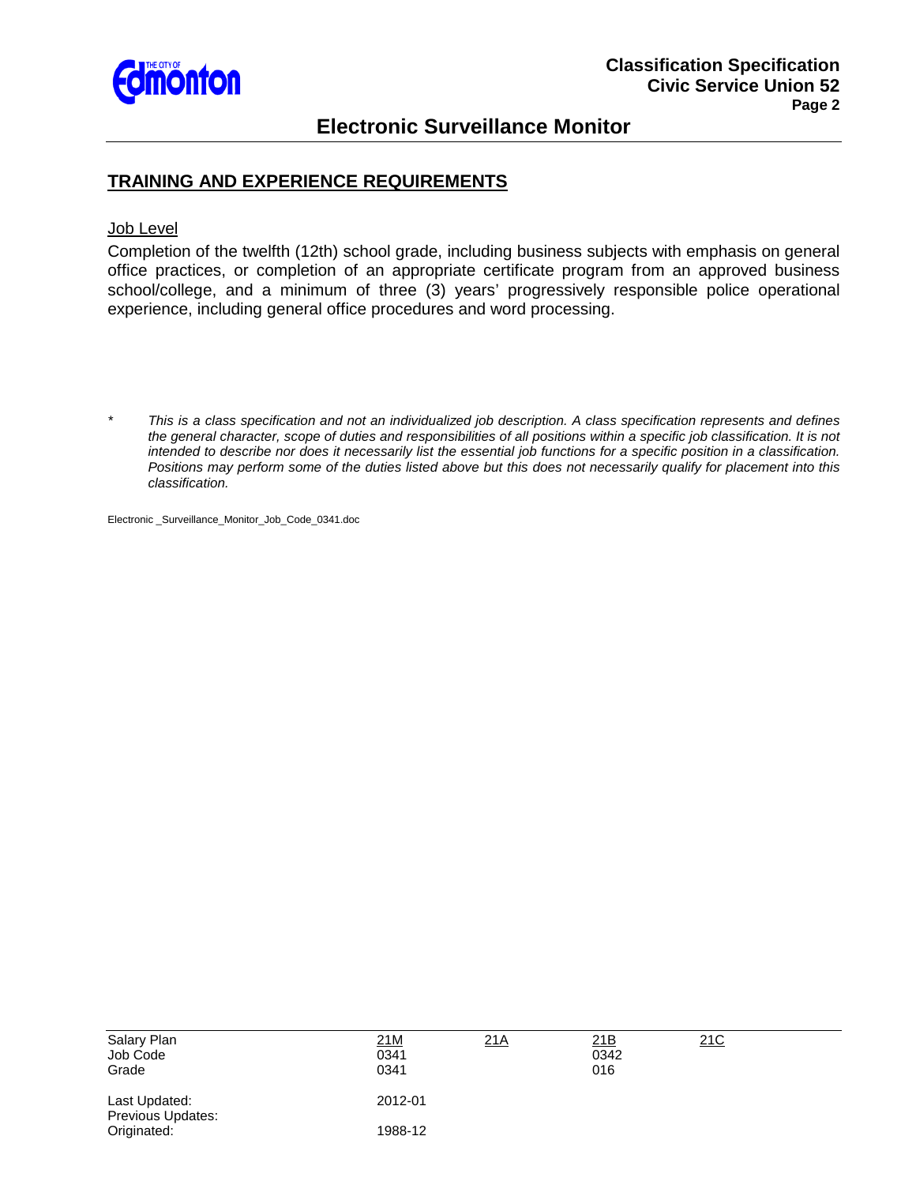## TRAINING AND EXPERIENCE REQUIREMENTS

Job Level

Completion of the twelfth (12th) school grade, including business subjects with emphasis on general office practices, or completion of an appropriate certificate program from an approved business school/college, and a minimum of three (3) years' progressively responsible police operational experience, including general office procedures and word processing.

\* *This is a class specification and not an individualized job description. A class specification represents and defines the general character, scope of duties and responsibilities of all positions within a specific job classification. It is not intended to describe nor does it necessarily list the essential job functions for a specific position in a classification. Positions may perform some of the duties listed above but this does not necessarily qualify for placement into this classification.*

Electronic _Surveillance_Monitor_Job_Code_0341.doc

| | | | | |
|---|---|---|---|---|
| Salary Plan | 21M | 21A | 21B | 21C |
| Job Code | 0341 | | 0342 | |
| Grade | 0341 | | 016 | |
| Last Updated: | 2012-01 | | | |
| Previous Updates: | | | | |
| Originated: | 1988-12 | | | |